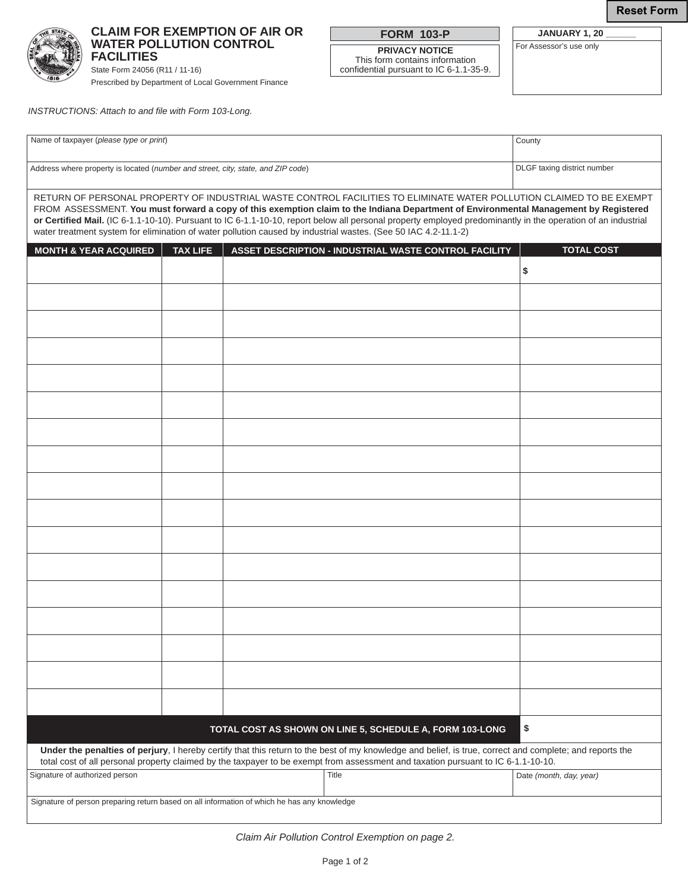Reset Form

# CLAIM FOR EXEMPTION OF AIR OR WATER POLLUTION CONTROL FACILITIES

State Form 24056 (R11 / 11-16)

Prescribed by Department of Local Government Finance

**FORM 103-P**

**PRIVACY NOTICE**
This form contains information confidential pursuant to IC 6-1.1-35-9.

**JANUARY 1, 20 ______**

For Assessor's use only

*INSTRUCTIONS: Attach to and file with Form 103-Long.*

| Name of taxpayer (*please type or print*) | County |
|---|---|
| | |
| **Address where property is located** (*number and street, city, state, and ZIP code*) | **DLGF taxing district number** |
| | |

RETURN OF PERSONAL PROPERTY OF INDUSTRIAL WASTE CONTROL FACILITIES TO ELIMINATE WATER POLLUTION CLAIMED TO BE EXEMPT FROM ASSESSMENT. **You must forward a copy of this exemption claim to the Indiana Department of Environmental Management by Registered or Certified Mail.** (IC 6-1.1-10-10). Pursuant to IC 6-1.1-10-10, report below all personal property employed predominantly in the operation of an industrial water treatment system for elimination of water pollution caused by industrial wastes. (See 50 IAC 4.2-11.1-2)

| MONTH & YEAR ACQUIRED | TAX LIFE | ASSET DESCRIPTION - INDUSTRIAL WASTE CONTROL FACILITY | TOTAL COST |
|---|---|---|---|
| | | | $ |
| | | | |
| | | | |
| | | | |
| | | | |
| | | | |
| | | | |
| | | | |
| | | | |
| | | | |
| | | | |
| | | | |
| | | | |
| | | | |
| | | | |
| | | | |
| | | | |
| | | **TOTAL COST AS SHOWN ON LINE 5, SCHEDULE A, FORM 103-LONG** | $ |

**Under the penalties of perjury**, I hereby certify that this return to the best of my knowledge and belief, is true, correct and complete; and reports the total cost of all personal property claimed by the taxpayer to be exempt from assessment and taxation pursuant to IC 6-1.1-10-10.

| Signature of authorized person | Title | Date *(month, day, year)* |
|---|---|---|
| | | |

Signature of person preparing return based on all information of which he has any knowledge

*Claim Air Pollution Control Exemption on page 2.*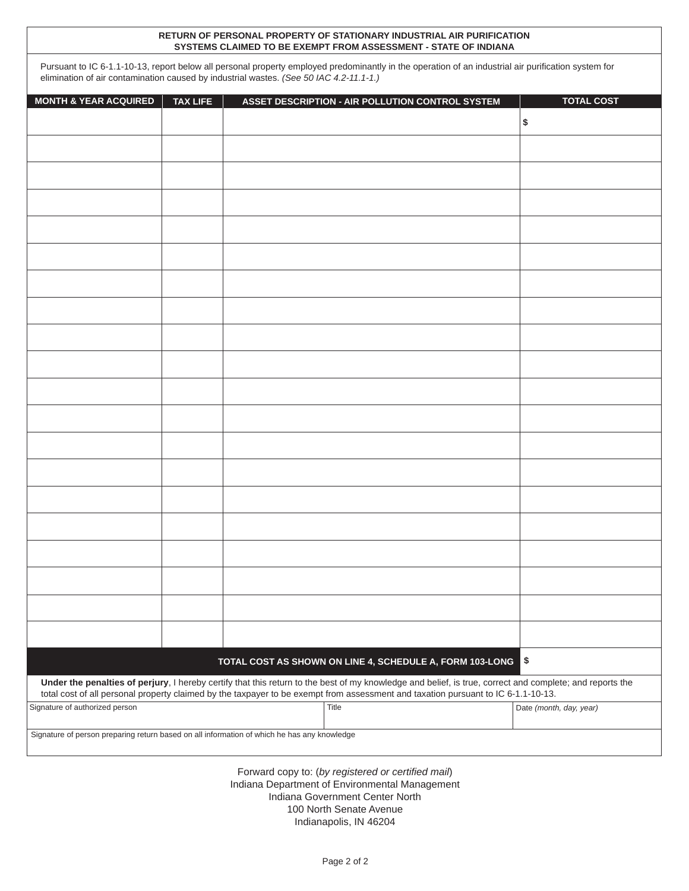## RETURN OF PERSONAL PROPERTY OF STATIONARY INDUSTRIAL AIR PURIFICATION SYSTEMS CLAIMED TO BE EXEMPT FROM ASSESSMENT - STATE OF INDIANA

Pursuant to IC 6-1.1-10-13, report below all personal property employed predominantly in the operation of an industrial air purification system for elimination of air contamination caused by industrial wastes. *(See 50 IAC 4.2-11.1-1.)*

| MONTH & YEAR ACQUIRED | TAX LIFE | ASSET DESCRIPTION - AIR POLLUTION CONTROL SYSTEM | TOTAL COST |
|---|---|---|---|
| | | | $ |
| | | | |
| | | | |
| | | | |
| | | | |
| | | | |
| | | | |
| | | | |
| | | | |
| | | | |
| | | | |
| | | | |
| | | | |
| | | | |
| | | | |
| | | | |
| | | | |
| | | | |
| | | | |
| | | | |
| | | TOTAL COST AS SHOWN ON LINE 4, SCHEDULE A, FORM 103-LONG | $ |

**Under the penalties of perjury**, I hereby certify that this return to the best of my knowledge and belief, is true, correct and complete; and reports the total cost of all personal property claimed by the taxpayer to be exempt from assessment and taxation pursuant to IC 6-1.1-10-13.

| Signature of authorized person | Title | Date *(month, day, year)* |
|---|---|---|
| | | |

Signature of person preparing return based on all information of which he has any knowledge

Forward copy to: (*by registered or certified mail*)
Indiana Department of Environmental Management
Indiana Government Center North
100 North Senate Avenue
Indianapolis, IN 46204